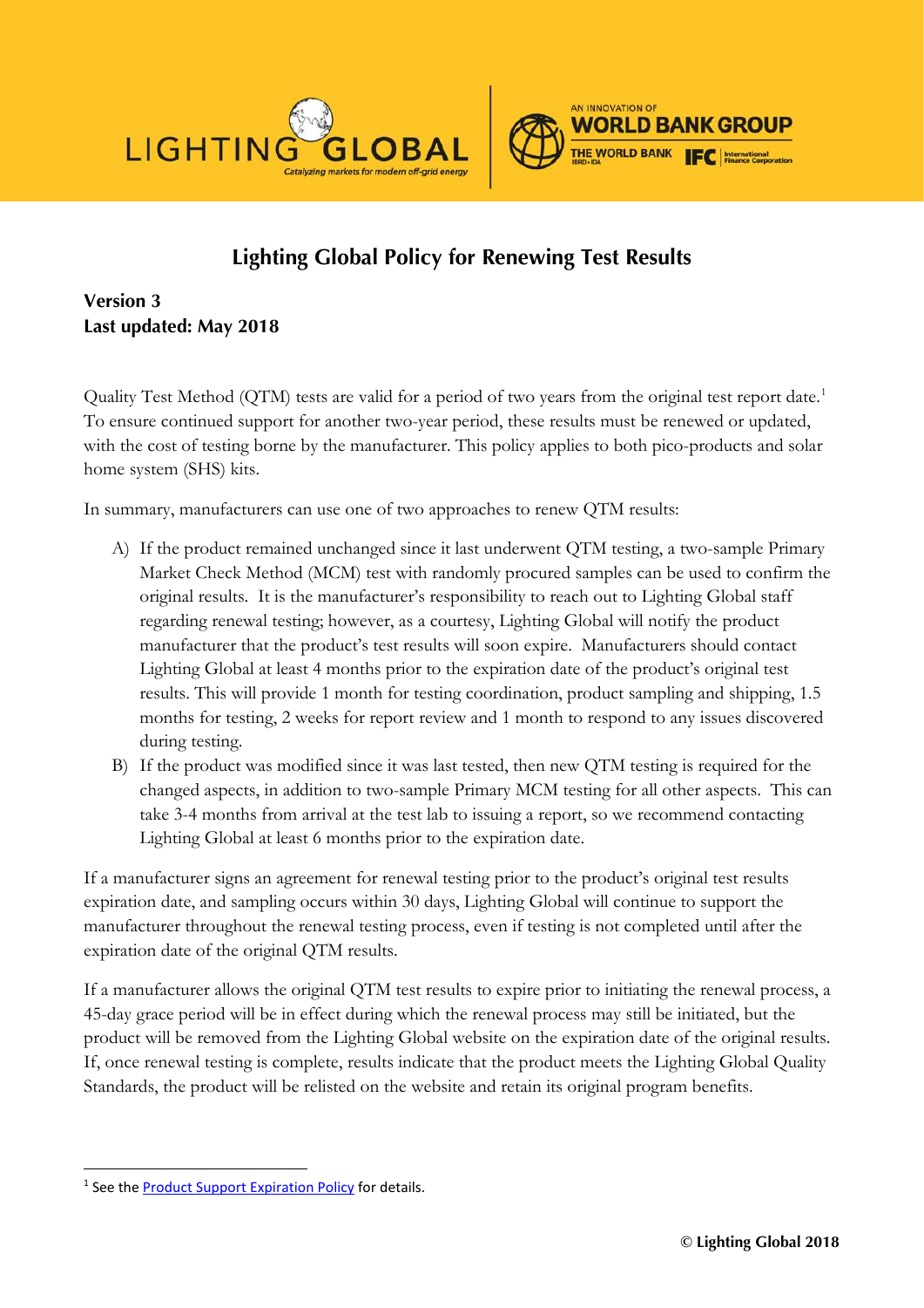# Lighting Global Policy for Renewing Test Results

**Version 3**
**Last updated: May 2018**

Quality Test Method (QTM) tests are valid for a period of two years from the original test report date.[1] To ensure continued support for another two-year period, these results must be renewed or updated, with the cost of testing borne by the manufacturer. This policy applies to both pico-products and solar home system (SHS) kits.

In summary, manufacturers can use one of two approaches to renew QTM results:

A) If the product remained unchanged since it last underwent QTM testing, a two-sample Primary Market Check Method (MCM) test with randomly procured samples can be used to confirm the original results. It is the manufacturer's responsibility to reach out to Lighting Global staff regarding renewal testing; however, as a courtesy, Lighting Global will notify the product manufacturer that the product's test results will soon expire. Manufacturers should contact Lighting Global at least 4 months prior to the expiration date of the product's original test results. This will provide 1 month for testing coordination, product sampling and shipping, 1.5 months for testing, 2 weeks for report review and 1 month to respond to any issues discovered during testing.

B) If the product was modified since it was last tested, then new QTM testing is required for the changed aspects, in addition to two-sample Primary MCM testing for all other aspects. This can take 3-4 months from arrival at the test lab to issuing a report, so we recommend contacting Lighting Global at least 6 months prior to the expiration date.

If a manufacturer signs an agreement for renewal testing prior to the product's original test results expiration date, and sampling occurs within 30 days, Lighting Global will continue to support the manufacturer throughout the renewal testing process, even if testing is not completed until after the expiration date of the original QTM results.

If a manufacturer allows the original QTM test results to expire prior to initiating the renewal process, a 45-day grace period will be in effect during which the renewal process may still be initiated, but the product will be removed from the Lighting Global website on the expiration date of the original results. If, once renewal testing is complete, results indicate that the product meets the Lighting Global Quality Standards, the product will be relisted on the website and retain its original program benefits.

---

[1] See the Product Support Expiration Policy for details.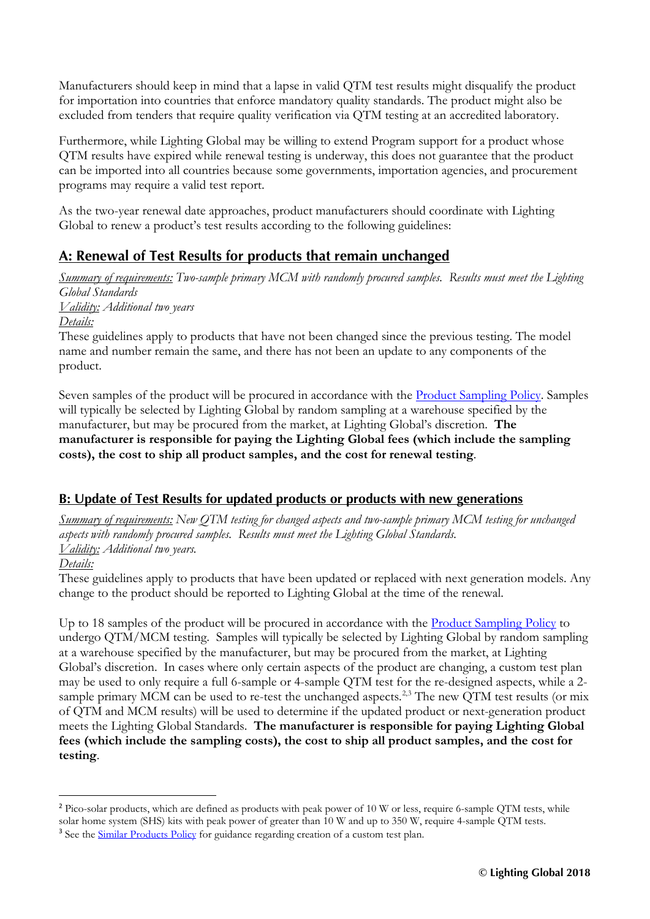Manufacturers should keep in mind that a lapse in valid QTM test results might disqualify the product for importation into countries that enforce mandatory quality standards. The product might also be excluded from tenders that require quality verification via QTM testing at an accredited laboratory.

Furthermore, while Lighting Global may be willing to extend Program support for a product whose QTM results have expired while renewal testing is underway, this does not guarantee that the product can be imported into all countries because some governments, importation agencies, and procurement programs may require a valid test report.

As the two-year renewal date approaches, product manufacturers should coordinate with Lighting Global to renew a product's test results according to the following guidelines:

## A: Renewal of Test Results for products that remain unchanged

*Summary of requirements: Two-sample primary MCM with randomly procured samples. Results must meet the Lighting Global Standards*

*Validity: Additional two years*

*Details:*

These guidelines apply to products that have not been changed since the previous testing. The model name and number remain the same, and there has not been an update to any components of the product.

Seven samples of the product will be procured in accordance with the Product Sampling Policy. Samples will typically be selected by Lighting Global by random sampling at a warehouse specified by the manufacturer, but may be procured from the market, at Lighting Global's discretion. **The manufacturer is responsible for paying the Lighting Global fees (which include the sampling costs), the cost to ship all product samples, and the cost for renewal testing**.

## B: Update of Test Results for updated products or products with new generations

*Summary of requirements: New QTM testing for changed aspects and two-sample primary MCM testing for unchanged aspects with randomly procured samples. Results must meet the Lighting Global Standards.*

*Validity: Additional two years.*

*Details:*

These guidelines apply to products that have been updated or replaced with next generation models. Any change to the product should be reported to Lighting Global at the time of the renewal.

Up to 18 samples of the product will be procured in accordance with the Product Sampling Policy to undergo QTM/MCM testing. Samples will typically be selected by Lighting Global by random sampling at a warehouse specified by the manufacturer, but may be procured from the market, at Lighting Global's discretion. In cases where only certain aspects of the product are changing, a custom test plan may be used to only require a full 6-sample or 4-sample QTM test for the re-designed aspects, while a 2-sample primary MCM can be used to re-test the unchanged aspects.[2,3] The new QTM test results (or mix of QTM and MCM results) will be used to determine if the updated product or next-generation product meets the Lighting Global Standards. **The manufacturer is responsible for paying Lighting Global fees (which include the sampling costs), the cost to ship all product samples, and the cost for testing**.

---

[2] Pico-solar products, which are defined as products with peak power of 10 W or less, require 6-sample QTM tests, while solar home system (SHS) kits with peak power of greater than 10 W and up to 350 W, require 4-sample QTM tests.

[3] See the Similar Products Policy for guidance regarding creation of a custom test plan.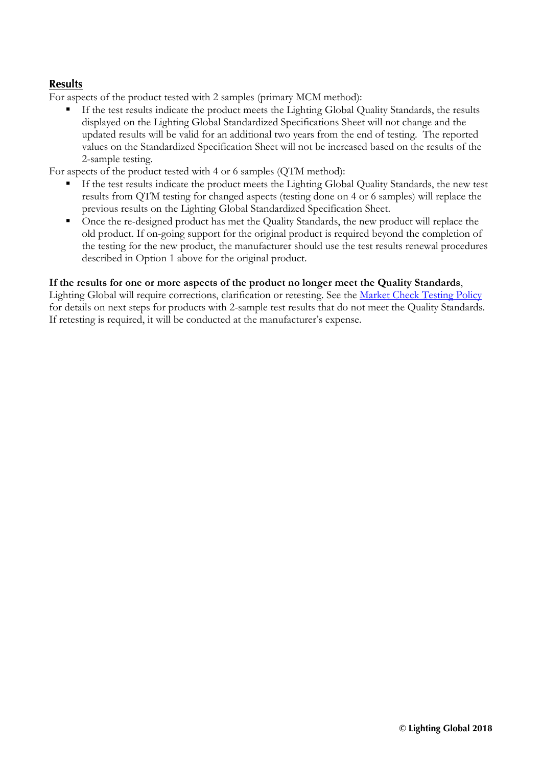## Results

For aspects of the product tested with 2 samples (primary MCM method):

- If the test results indicate the product meets the Lighting Global Quality Standards, the results displayed on the Lighting Global Standardized Specifications Sheet will not change and the updated results will be valid for an additional two years from the end of testing. The reported values on the Standardized Specification Sheet will not be increased based on the results of the 2-sample testing.

For aspects of the product tested with 4 or 6 samples (QTM method):

- If the test results indicate the product meets the Lighting Global Quality Standards, the new test results from QTM testing for changed aspects (testing done on 4 or 6 samples) will replace the previous results on the Lighting Global Standardized Specification Sheet.
- Once the re-designed product has met the Quality Standards, the new product will replace the old product. If on-going support for the original product is required beyond the completion of the testing for the new product, the manufacturer should use the test results renewal procedures described in Option 1 above for the original product.

**If the results for one or more aspects of the product no longer meet the Quality Standards**, Lighting Global will require corrections, clarification or retesting. See the [Market Check Testing Policy] for details on next steps for products with 2-sample test results that do not meet the Quality Standards. If retesting is required, it will be conducted at the manufacturer's expense.